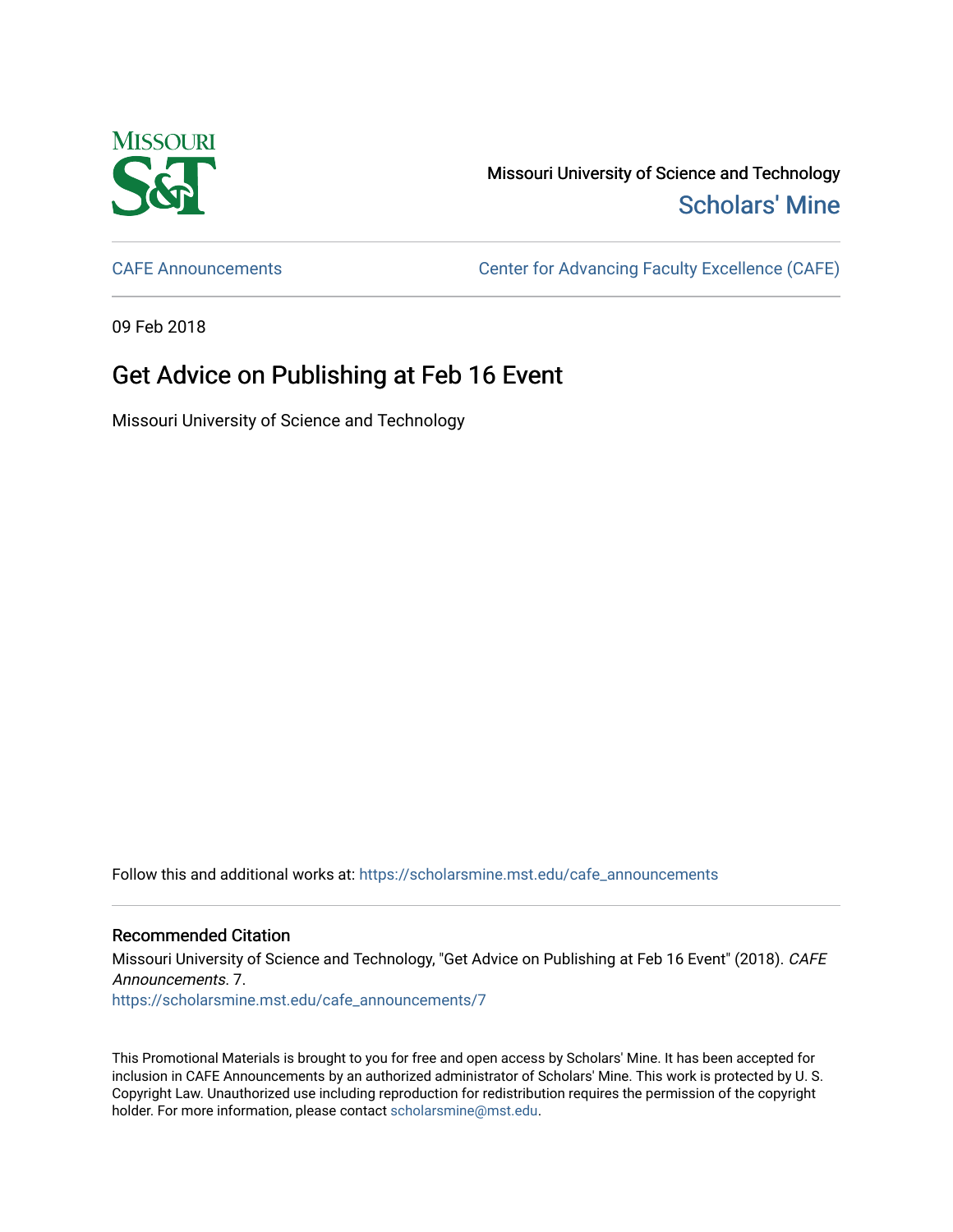Missouri University of Science and Technology

Scholars' Mine

CAFE Announcements

Center for Advancing Faculty Excellence (CAFE)

09 Feb 2018

# Get Advice on Publishing at Feb 16 Event

Missouri University of Science and Technology

Follow this and additional works at: https://scholarsmine.mst.edu/cafe_announcements

## Recommended Citation

Missouri University of Science and Technology, "Get Advice on Publishing at Feb 16 Event" (2018). *CAFE Announcements*. 7.
https://scholarsmine.mst.edu/cafe_announcements/7

This Promotional Materials is brought to you for free and open access by Scholars' Mine. It has been accepted for inclusion in CAFE Announcements by an authorized administrator of Scholars' Mine. This work is protected by U. S. Copyright Law. Unauthorized use including reproduction for redistribution requires the permission of the copyright holder. For more information, please contact scholarsmine@mst.edu.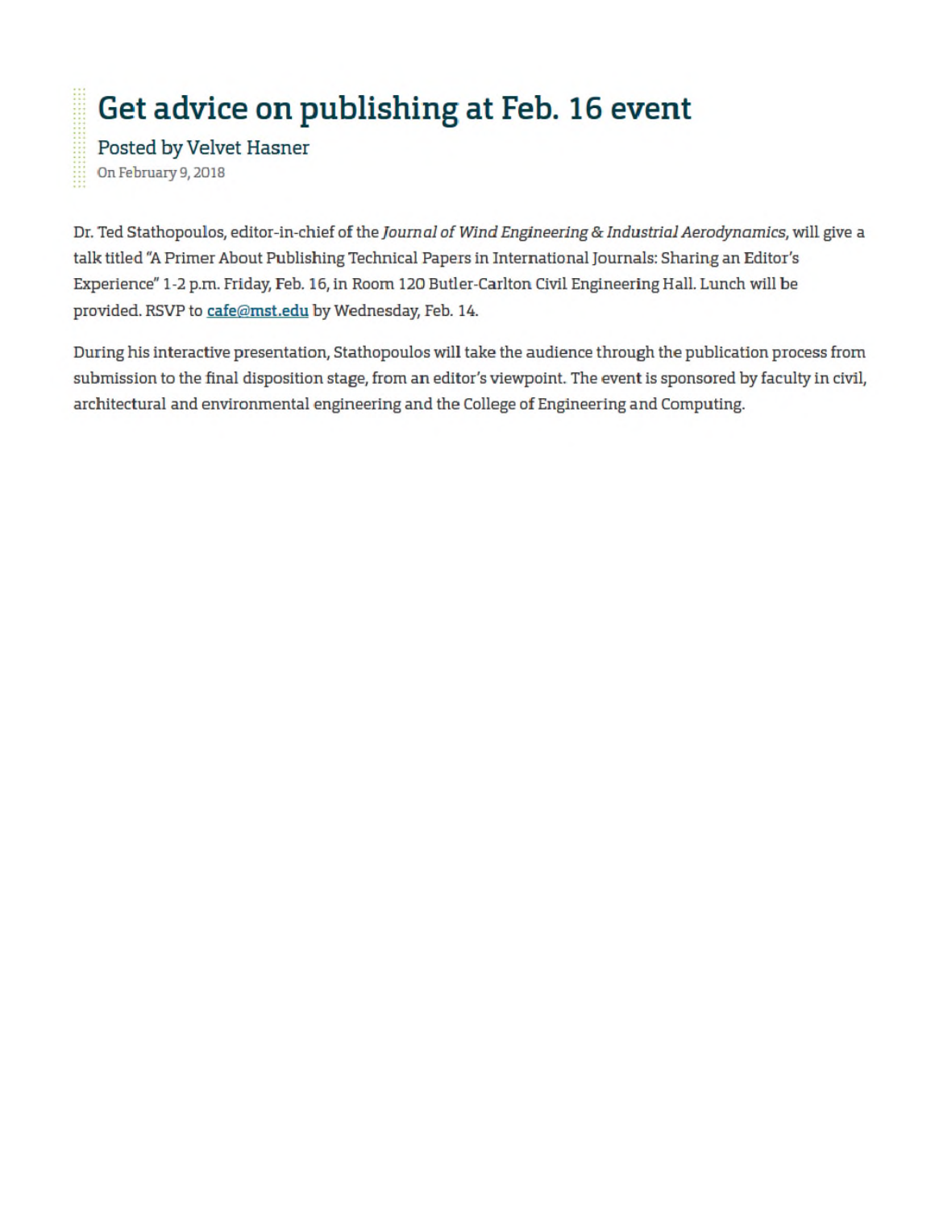# Get advice on publishing at Feb. 16 event

## Posted by Velvet Hasner

On February 9, 2018

Dr. Ted Stathopoulos, editor-in-chief of the *Journal of Wind Engineering & Industrial Aerodynamics*, will give a talk titled "A Primer About Publishing Technical Papers in International Journals: Sharing an Editor's Experience" 1-2 p.m. Friday, Feb. 16, in Room 120 Butler-Carlton Civil Engineering Hall. Lunch will be provided. RSVP to cafe@mst.edu by Wednesday, Feb. 14.

During his interactive presentation, Stathopoulos will take the audience through the publication process from submission to the final disposition stage, from an editor's viewpoint. The event is sponsored by faculty in civil, architectural and environmental engineering and the College of Engineering and Computing.